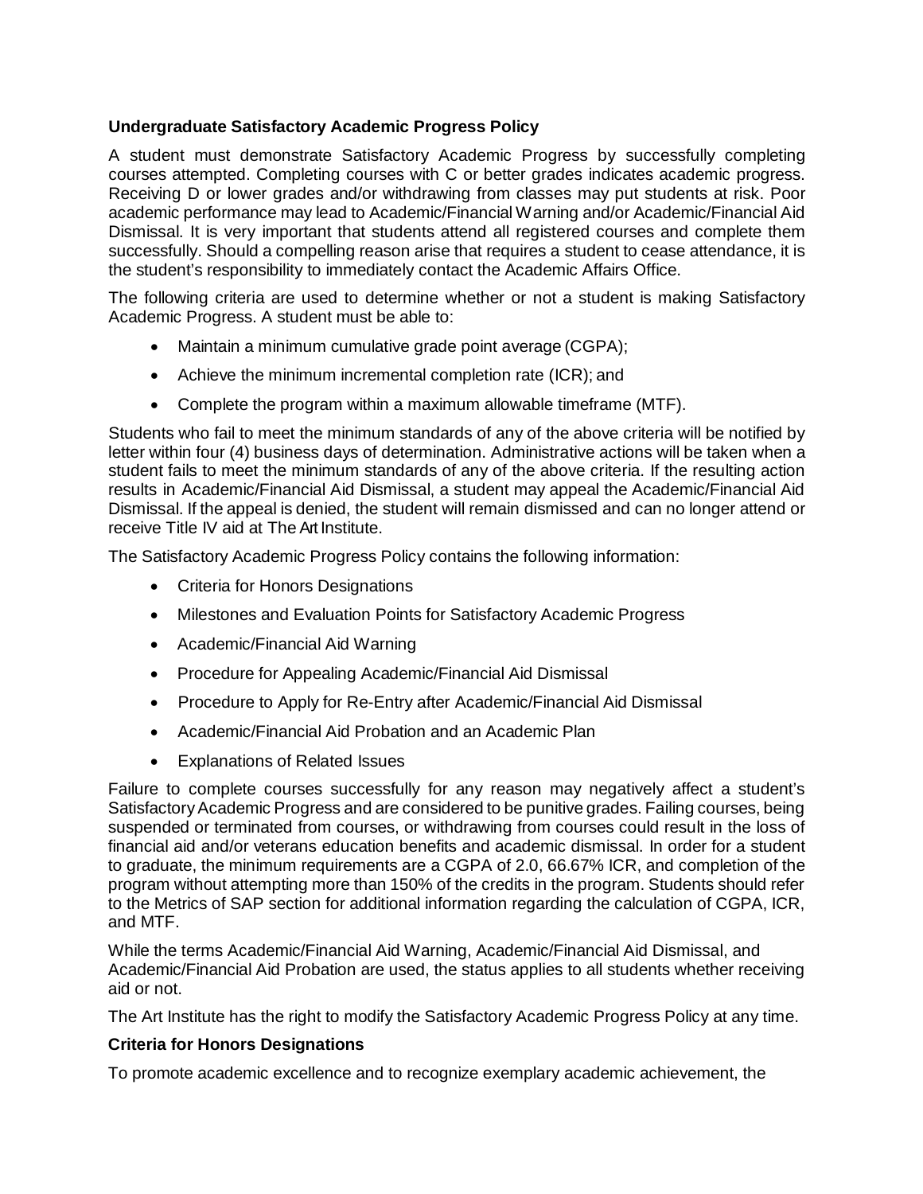## Undergraduate Satisfactory Academic Progress Policy

A student must demonstrate Satisfactory Academic Progress by successfully completing courses attempted. Completing courses with C or better grades indicates academic progress. Receiving D or lower grades and/or withdrawing from classes may put students at risk. Poor academic performance may lead to Academic/Financial Warning and/or Academic/Financial Aid Dismissal. It is very important that students attend all registered courses and complete them successfully. Should a compelling reason arise that requires a student to cease attendance, it is the student's responsibility to immediately contact the Academic Affairs Office.

The following criteria are used to determine whether or not a student is making Satisfactory Academic Progress. A student must be able to:

- Maintain a minimum cumulative grade point average (CGPA);
- Achieve the minimum incremental completion rate (ICR); and
- Complete the program within a maximum allowable timeframe (MTF).

Students who fail to meet the minimum standards of any of the above criteria will be notified by letter within four (4) business days of determination. Administrative actions will be taken when a student fails to meet the minimum standards of any of the above criteria. If the resulting action results in Academic/Financial Aid Dismissal, a student may appeal the Academic/Financial Aid Dismissal. If the appeal is denied, the student will remain dismissed and can no longer attend or receive Title IV aid at The Art Institute.

The Satisfactory Academic Progress Policy contains the following information:

- Criteria for Honors Designations
- Milestones and Evaluation Points for Satisfactory Academic Progress
- Academic/Financial Aid Warning
- Procedure for Appealing Academic/Financial Aid Dismissal
- Procedure to Apply for Re-Entry after Academic/Financial Aid Dismissal
- Academic/Financial Aid Probation and an Academic Plan
- Explanations of Related Issues

Failure to complete courses successfully for any reason may negatively affect a student's Satisfactory Academic Progress and are considered to be punitive grades. Failing courses, being suspended or terminated from courses, or withdrawing from courses could result in the loss of financial aid and/or veterans education benefits and academic dismissal. In order for a student to graduate, the minimum requirements are a CGPA of 2.0, 66.67% ICR, and completion of the program without attempting more than 150% of the credits in the program. Students should refer to the Metrics of SAP section for additional information regarding the calculation of CGPA, ICR, and MTF.

While the terms Academic/Financial Aid Warning, Academic/Financial Aid Dismissal, and Academic/Financial Aid Probation are used, the status applies to all students whether receiving aid or not.

The Art Institute has the right to modify the Satisfactory Academic Progress Policy at any time.

### Criteria for Honors Designations

To promote academic excellence and to recognize exemplary academic achievement, the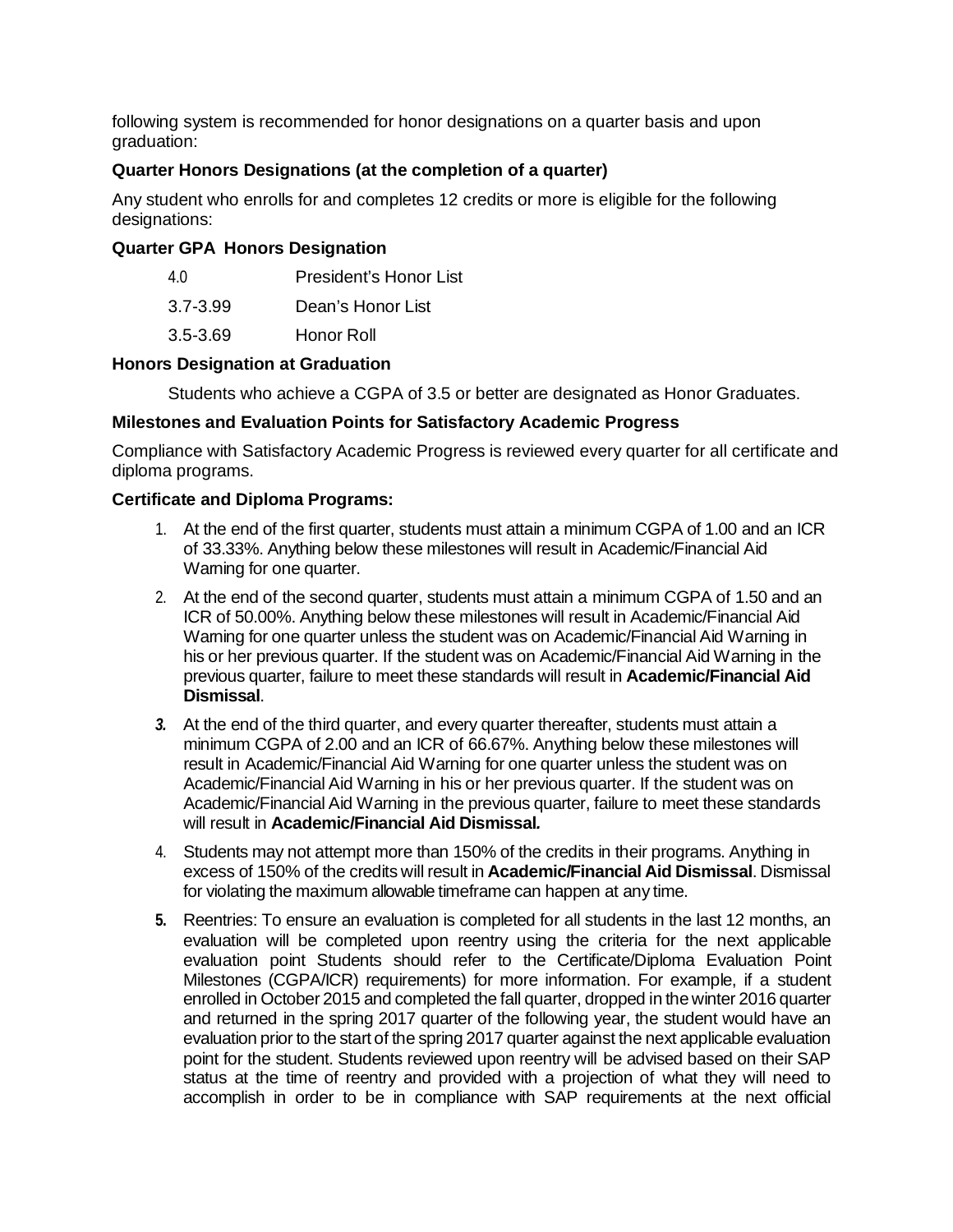following system is recommended for honor designations on a quarter basis and upon graduation:

**Quarter Honors Designations (at the completion of a quarter)**

Any student who enrolls for and completes 12 credits or more is eligible for the following designations:

| Quarter GPA | Honors Designation |
|---|---|
| 4.0 | President's Honor List |
| 3.7-3.99 | Dean's Honor List |
| 3.5-3.69 | Honor Roll |

**Honors Designation at Graduation**

Students who achieve a CGPA of 3.5 or better are designated as Honor Graduates.

**Milestones and Evaluation Points for Satisfactory Academic Progress**

Compliance with Satisfactory Academic Progress is reviewed every quarter for all certificate and diploma programs.

**Certificate and Diploma Programs:**

1. At the end of the first quarter, students must attain a minimum CGPA of 1.00 and an ICR of 33.33%. Anything below these milestones will result in Academic/Financial Aid Warning for one quarter.
2. At the end of the second quarter, students must attain a minimum CGPA of 1.50 and an ICR of 50.00%. Anything below these milestones will result in Academic/Financial Aid Warning for one quarter unless the student was on Academic/Financial Aid Warning in his or her previous quarter. If the student was on Academic/Financial Aid Warning in the previous quarter, failure to meet these standards will result in **Academic/Financial Aid Dismissal**.
3. At the end of the third quarter, and every quarter thereafter, students must attain a minimum CGPA of 2.00 and an ICR of 66.67%. Anything below these milestones will result in Academic/Financial Aid Warning for one quarter unless the student was on Academic/Financial Aid Warning in his or her previous quarter. If the student was on Academic/Financial Aid Warning in the previous quarter, failure to meet these standards will result in **Academic/Financial Aid Dismissal.**
4. Students may not attempt more than 150% of the credits in their programs. Anything in excess of 150% of the credits will result in **Academic/Financial Aid Dismissal**. Dismissal for violating the maximum allowable timeframe can happen at any time.
5. Reentries: To ensure an evaluation is completed for all students in the last 12 months, an evaluation will be completed upon reentry using the criteria for the next applicable evaluation point Students should refer to the Certificate/Diploma Evaluation Point Milestones (CGPA/ICR) requirements) for more information. For example, if a student enrolled in October 2015 and completed the fall quarter, dropped in the winter 2016 quarter and returned in the spring 2017 quarter of the following year, the student would have an evaluation prior to the start of the spring 2017 quarter against the next applicable evaluation point for the student. Students reviewed upon reentry will be advised based on their SAP status at the time of reentry and provided with a projection of what they will need to accomplish in order to be in compliance with SAP requirements at the next official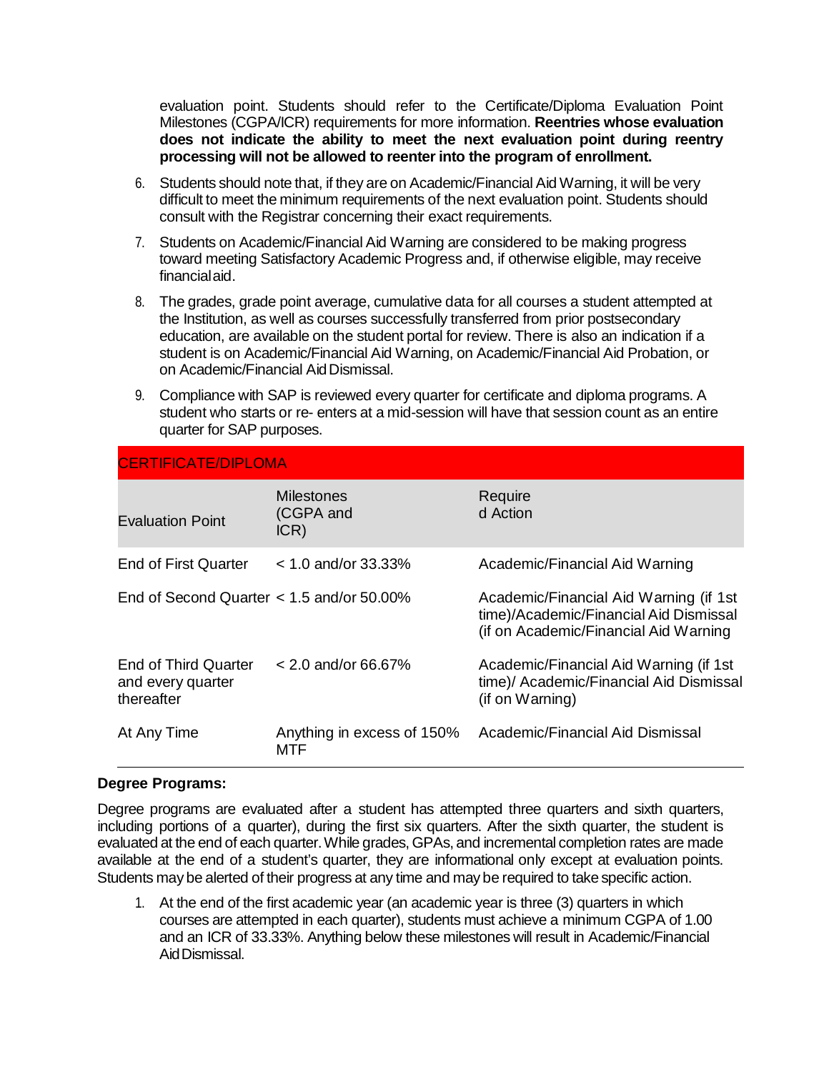evaluation point. Students should refer to the Certificate/Diploma Evaluation Point Milestones (CGPA/ICR) requirements for more information. **Reentries whose evaluation does not indicate the ability to meet the next evaluation point during reentry processing will not be allowed to reenter into the program of enrollment.**

6. Students should note that, if they are on Academic/Financial Aid Warning, it will be very difficult to meet the minimum requirements of the next evaluation point. Students should consult with the Registrar concerning their exact requirements.
7. Students on Academic/Financial Aid Warning are considered to be making progress toward meeting Satisfactory Academic Progress and, if otherwise eligible, may receive financial aid.
8. The grades, grade point average, cumulative data for all courses a student attempted at the Institution, as well as courses successfully transferred from prior postsecondary education, are available on the student portal for review. There is also an indication if a student is on Academic/Financial Aid Warning, on Academic/Financial Aid Probation, or on Academic/Financial Aid Dismissal.
9. Compliance with SAP is reviewed every quarter for certificate and diploma programs. A student who starts or re- enters at a mid-session will have that session count as an entire quarter for SAP purposes.

| CERTIFICATE/DIPLOMA | | |
|---|---|---|
| Evaluation Point | Milestones (CGPA and ICR) | Required Action |
| End of First Quarter | < 1.0 and/or 33.33% | Academic/Financial Aid Warning |
| End of Second Quarter | < 1.5 and/or 50.00% | Academic/Financial Aid Warning (if 1st time)/Academic/Financial Aid Dismissal (if on Academic/Financial Aid Warning |
| End of Third Quarter and every quarter thereafter | < 2.0 and/or 66.67% | Academic/Financial Aid Warning (if 1st time)/ Academic/Financial Aid Dismissal (if on Warning) |
| At Any Time | Anything in excess of 150% MTF | Academic/Financial Aid Dismissal |

**Degree Programs:**

Degree programs are evaluated after a student has attempted three quarters and sixth quarters, including portions of a quarter), during the first six quarters. After the sixth quarter, the student is evaluated at the end of each quarter. While grades, GPAs, and incremental completion rates are made available at the end of a student's quarter, they are informational only except at evaluation points. Students may be alerted of their progress at any time and may be required to take specific action.

1. At the end of the first academic year (an academic year is three (3) quarters in which courses are attempted in each quarter), students must achieve a minimum CGPA of 1.00 and an ICR of 33.33%. Anything below these milestones will result in Academic/Financial Aid Dismissal.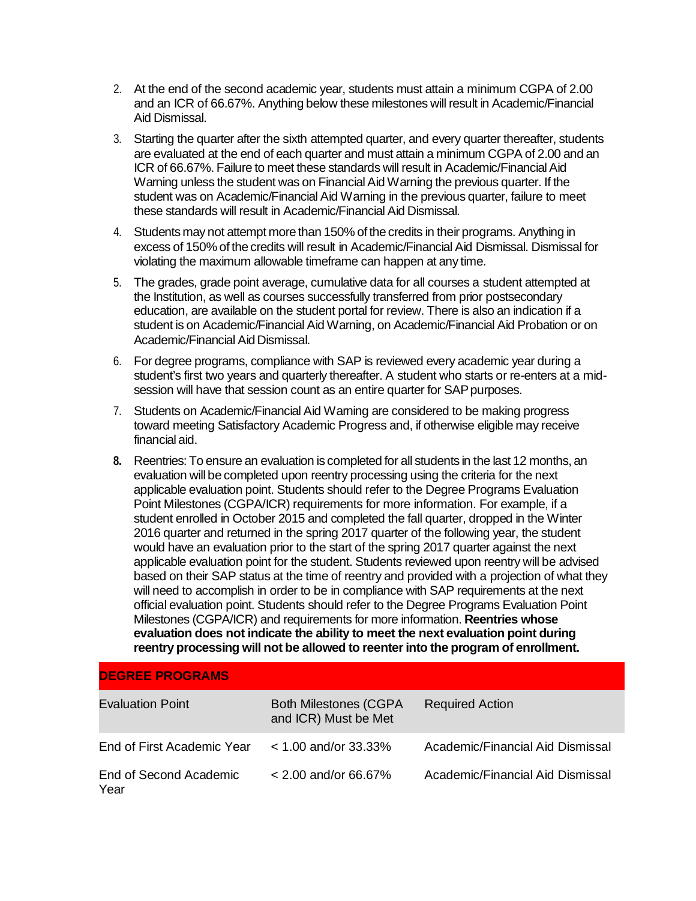2. At the end of the second academic year, students must attain a minimum CGPA of 2.00 and an ICR of 66.67%. Anything below these milestones will result in Academic/Financial Aid Dismissal.

3. Starting the quarter after the sixth attempted quarter, and every quarter thereafter, students are evaluated at the end of each quarter and must attain a minimum CGPA of 2.00 and an ICR of 66.67%. Failure to meet these standards will result in Academic/Financial Aid Warning unless the student was on Financial Aid Warning the previous quarter. If the student was on Academic/Financial Aid Warning in the previous quarter, failure to meet these standards will result in Academic/Financial Aid Dismissal.

4. Students may not attempt more than 150% of the credits in their programs. Anything in excess of 150% of the credits will result in Academic/Financial Aid Dismissal. Dismissal for violating the maximum allowable timeframe can happen at any time.

5. The grades, grade point average, cumulative data for all courses a student attempted at the Institution, as well as courses successfully transferred from prior postsecondary education, are available on the student portal for review. There is also an indication if a student is on Academic/Financial Aid Warning, on Academic/Financial Aid Probation or on Academic/Financial Aid Dismissal.

6. For degree programs, compliance with SAP is reviewed every academic year during a student's first two years and quarterly thereafter. A student who starts or re-enters at a mid-session will have that session count as an entire quarter for SAP purposes.

7. Students on Academic/Financial Aid Warning are considered to be making progress toward meeting Satisfactory Academic Progress and, if otherwise eligible may receive financial aid.

8. Reentries: To ensure an evaluation is completed for all students in the last 12 months, an evaluation will be completed upon reentry processing using the criteria for the next applicable evaluation point. Students should refer to the Degree Programs Evaluation Point Milestones (CGPA/ICR) requirements for more information. For example, if a student enrolled in October 2015 and completed the fall quarter, dropped in the Winter 2016 quarter and returned in the spring 2017 quarter of the following year, the student would have an evaluation prior to the start of the spring 2017 quarter against the next applicable evaluation point for the student. Students reviewed upon reentry will be advised based on their SAP status at the time of reentry and provided with a projection of what they will need to accomplish in order to be in compliance with SAP requirements at the next official evaluation point. Students should refer to the Degree Programs Evaluation Point Milestones (CGPA/ICR) and requirements for more information. **Reentries whose evaluation does not indicate the ability to meet the next evaluation point during reentry processing will not be allowed to reenter into the program of enrollment.**

| **DEGREE PROGRAMS** | | |
|---|---|---|
| Evaluation Point | Both Milestones (CGPA and ICR) Must be Met | Required Action |
| End of First Academic Year | < 1.00 and/or 33.33% | Academic/Financial Aid Dismissal |
| End of Second Academic Year | < 2.00 and/or 66.67% | Academic/Financial Aid Dismissal |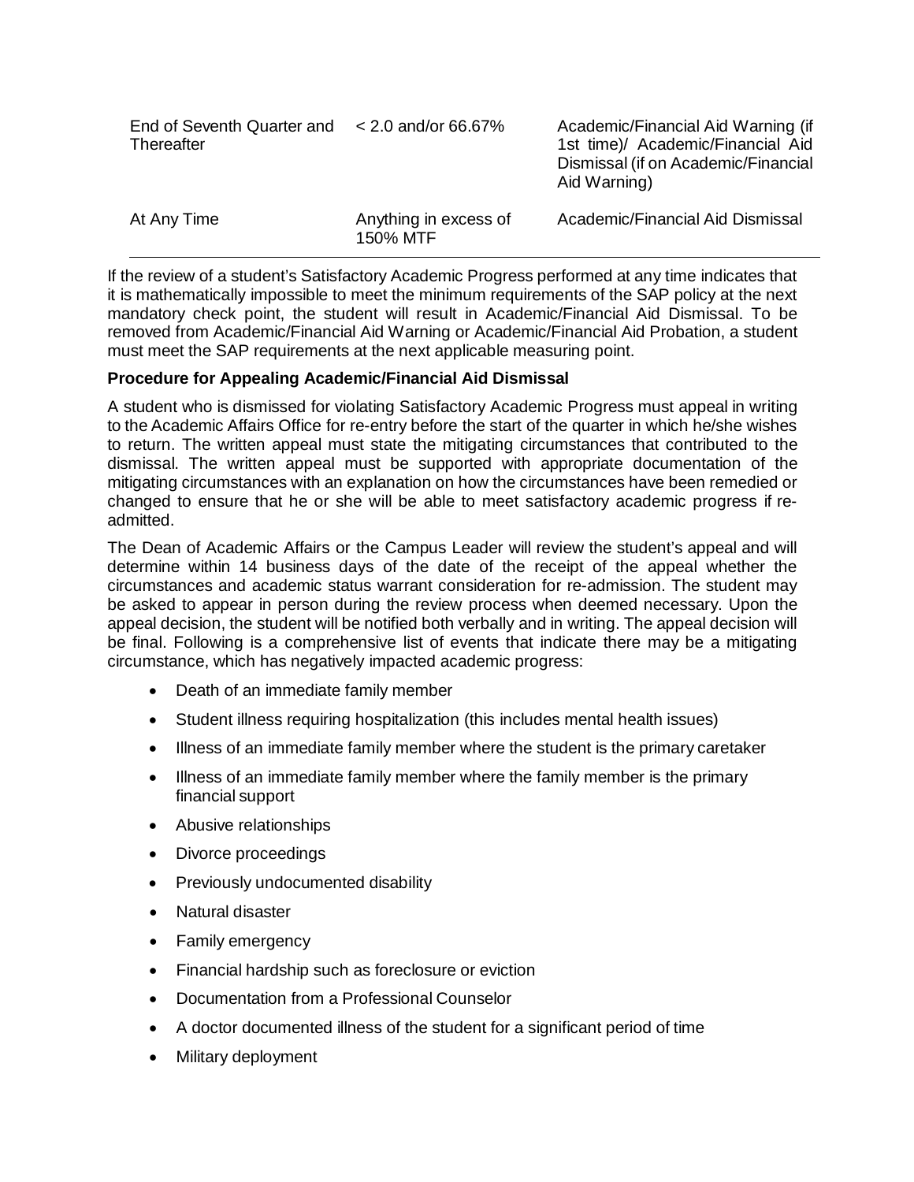| | | |
|---|---|---|
| End of Seventh Quarter and Thereafter | < 2.0 and/or 66.67% | Academic/Financial Aid Warning (if 1st time)/ Academic/Financial Aid Dismissal (if on Academic/Financial Aid Warning) |
| At Any Time | Anything in excess of 150% MTF | Academic/Financial Aid Dismissal |

If the review of a student's Satisfactory Academic Progress performed at any time indicates that it is mathematically impossible to meet the minimum requirements of the SAP policy at the next mandatory check point, the student will result in Academic/Financial Aid Dismissal. To be removed from Academic/Financial Aid Warning or Academic/Financial Aid Probation, a student must meet the SAP requirements at the next applicable measuring point.

**Procedure for Appealing Academic/Financial Aid Dismissal**

A student who is dismissed for violating Satisfactory Academic Progress must appeal in writing to the Academic Affairs Office for re-entry before the start of the quarter in which he/she wishes to return. The written appeal must state the mitigating circumstances that contributed to the dismissal. The written appeal must be supported with appropriate documentation of the mitigating circumstances with an explanation on how the circumstances have been remedied or changed to ensure that he or she will be able to meet satisfactory academic progress if re-admitted.

The Dean of Academic Affairs or the Campus Leader will review the student's appeal and will determine within 14 business days of the date of the receipt of the appeal whether the circumstances and academic status warrant consideration for re-admission. The student may be asked to appear in person during the review process when deemed necessary. Upon the appeal decision, the student will be notified both verbally and in writing. The appeal decision will be final. Following is a comprehensive list of events that indicate there may be a mitigating circumstance, which has negatively impacted academic progress:

- Death of an immediate family member
- Student illness requiring hospitalization (this includes mental health issues)
- Illness of an immediate family member where the student is the primary caretaker
- Illness of an immediate family member where the family member is the primary financial support
- Abusive relationships
- Divorce proceedings
- Previously undocumented disability
- Natural disaster
- Family emergency
- Financial hardship such as foreclosure or eviction
- Documentation from a Professional Counselor
- A doctor documented illness of the student for a significant period of time
- Military deployment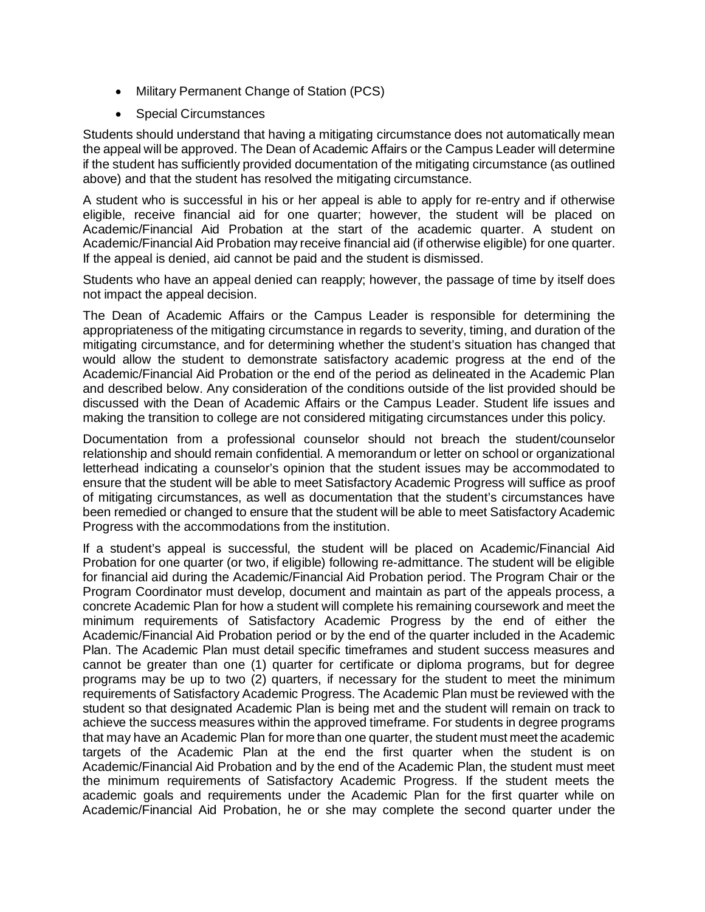- Military Permanent Change of Station (PCS)
- Special Circumstances

Students should understand that having a mitigating circumstance does not automatically mean the appeal will be approved. The Dean of Academic Affairs or the Campus Leader will determine if the student has sufficiently provided documentation of the mitigating circumstance (as outlined above) and that the student has resolved the mitigating circumstance.

A student who is successful in his or her appeal is able to apply for re-entry and if otherwise eligible, receive financial aid for one quarter; however, the student will be placed on Academic/Financial Aid Probation at the start of the academic quarter. A student on Academic/Financial Aid Probation may receive financial aid (if otherwise eligible) for one quarter. If the appeal is denied, aid cannot be paid and the student is dismissed.

Students who have an appeal denied can reapply; however, the passage of time by itself does not impact the appeal decision.

The Dean of Academic Affairs or the Campus Leader is responsible for determining the appropriateness of the mitigating circumstance in regards to severity, timing, and duration of the mitigating circumstance, and for determining whether the student's situation has changed that would allow the student to demonstrate satisfactory academic progress at the end of the Academic/Financial Aid Probation or the end of the period as delineated in the Academic Plan and described below. Any consideration of the conditions outside of the list provided should be discussed with the Dean of Academic Affairs or the Campus Leader. Student life issues and making the transition to college are not considered mitigating circumstances under this policy.

Documentation from a professional counselor should not breach the student/counselor relationship and should remain confidential. A memorandum or letter on school or organizational letterhead indicating a counselor's opinion that the student issues may be accommodated to ensure that the student will be able to meet Satisfactory Academic Progress will suffice as proof of mitigating circumstances, as well as documentation that the student's circumstances have been remedied or changed to ensure that the student will be able to meet Satisfactory Academic Progress with the accommodations from the institution.

If a student's appeal is successful, the student will be placed on Academic/Financial Aid Probation for one quarter (or two, if eligible) following re-admittance. The student will be eligible for financial aid during the Academic/Financial Aid Probation period. The Program Chair or the Program Coordinator must develop, document and maintain as part of the appeals process, a concrete Academic Plan for how a student will complete his remaining coursework and meet the minimum requirements of Satisfactory Academic Progress by the end of either the Academic/Financial Aid Probation period or by the end of the quarter included in the Academic Plan. The Academic Plan must detail specific timeframes and student success measures and cannot be greater than one (1) quarter for certificate or diploma programs, but for degree programs may be up to two (2) quarters, if necessary for the student to meet the minimum requirements of Satisfactory Academic Progress. The Academic Plan must be reviewed with the student so that designated Academic Plan is being met and the student will remain on track to achieve the success measures within the approved timeframe. For students in degree programs that may have an Academic Plan for more than one quarter, the student must meet the academic targets of the Academic Plan at the end the first quarter when the student is on Academic/Financial Aid Probation and by the end of the Academic Plan, the student must meet the minimum requirements of Satisfactory Academic Progress. If the student meets the academic goals and requirements under the Academic Plan for the first quarter while on Academic/Financial Aid Probation, he or she may complete the second quarter under the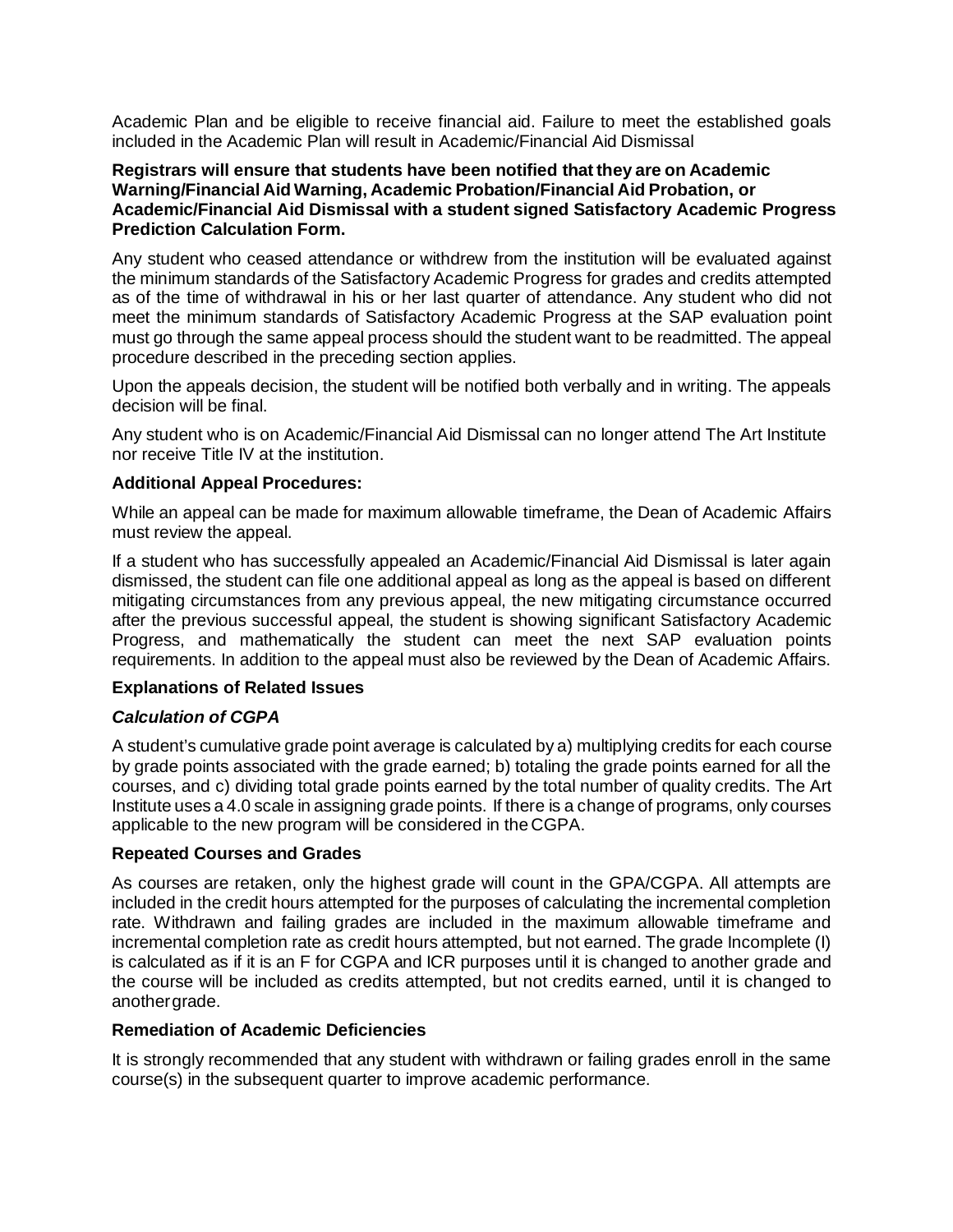Academic Plan and be eligible to receive financial aid. Failure to meet the established goals included in the Academic Plan will result in Academic/Financial Aid Dismissal

**Registrars will ensure that students have been notified that they are on Academic Warning/Financial Aid Warning, Academic Probation/Financial Aid Probation, or Academic/Financial Aid Dismissal with a student signed Satisfactory Academic Progress Prediction Calculation Form.**

Any student who ceased attendance or withdrew from the institution will be evaluated against the minimum standards of the Satisfactory Academic Progress for grades and credits attempted as of the time of withdrawal in his or her last quarter of attendance. Any student who did not meet the minimum standards of Satisfactory Academic Progress at the SAP evaluation point must go through the same appeal process should the student want to be readmitted. The appeal procedure described in the preceding section applies.

Upon the appeals decision, the student will be notified both verbally and in writing. The appeals decision will be final.

Any student who is on Academic/Financial Aid Dismissal can no longer attend The Art Institute nor receive Title IV at the institution.

**Additional Appeal Procedures:**

While an appeal can be made for maximum allowable timeframe, the Dean of Academic Affairs must review the appeal.

If a student who has successfully appealed an Academic/Financial Aid Dismissal is later again dismissed, the student can file one additional appeal as long as the appeal is based on different mitigating circumstances from any previous appeal, the new mitigating circumstance occurred after the previous successful appeal, the student is showing significant Satisfactory Academic Progress, and mathematically the student can meet the next SAP evaluation points requirements. In addition to the appeal must also be reviewed by the Dean of Academic Affairs.

**Explanations of Related Issues**

***Calculation of CGPA***

A student's cumulative grade point average is calculated by a) multiplying credits for each course by grade points associated with the grade earned; b) totaling the grade points earned for all the courses, and c) dividing total grade points earned by the total number of quality credits. The Art Institute uses a 4.0 scale in assigning grade points. If there is a change of programs, only courses applicable to the new program will be considered in the CGPA.

**Repeated Courses and Grades**

As courses are retaken, only the highest grade will count in the GPA/CGPA. All attempts are included in the credit hours attempted for the purposes of calculating the incremental completion rate. Withdrawn and failing grades are included in the maximum allowable timeframe and incremental completion rate as credit hours attempted, but not earned. The grade Incomplete (I) is calculated as if it is an F for CGPA and ICR purposes until it is changed to another grade and the course will be included as credits attempted, but not credits earned, until it is changed to another grade.

**Remediation of Academic Deficiencies**

It is strongly recommended that any student with withdrawn or failing grades enroll in the same course(s) in the subsequent quarter to improve academic performance.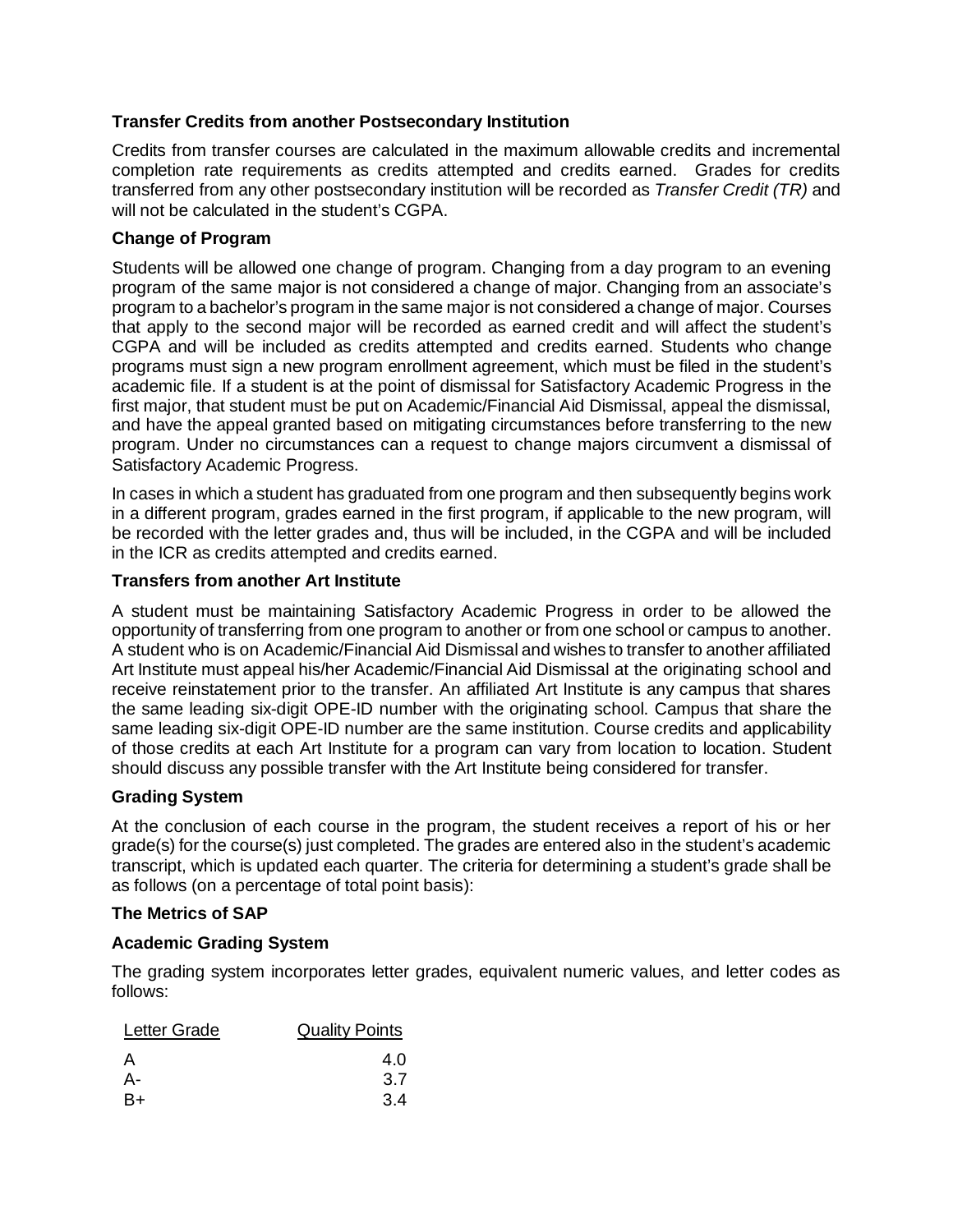### Transfer Credits from another Postsecondary Institution

Credits from transfer courses are calculated in the maximum allowable credits and incremental completion rate requirements as credits attempted and credits earned. Grades for credits transferred from any other postsecondary institution will be recorded as *Transfer Credit (TR)* and will not be calculated in the student's CGPA.

### Change of Program

Students will be allowed one change of program. Changing from a day program to an evening program of the same major is not considered a change of major. Changing from an associate's program to a bachelor's program in the same major is not considered a change of major. Courses that apply to the second major will be recorded as earned credit and will affect the student's CGPA and will be included as credits attempted and credits earned. Students who change programs must sign a new program enrollment agreement, which must be filed in the student's academic file. If a student is at the point of dismissal for Satisfactory Academic Progress in the first major, that student must be put on Academic/Financial Aid Dismissal, appeal the dismissal, and have the appeal granted based on mitigating circumstances before transferring to the new program. Under no circumstances can a request to change majors circumvent a dismissal of Satisfactory Academic Progress.

In cases in which a student has graduated from one program and then subsequently begins work in a different program, grades earned in the first program, if applicable to the new program, will be recorded with the letter grades and, thus will be included, in the CGPA and will be included in the ICR as credits attempted and credits earned.

### Transfers from another Art Institute

A student must be maintaining Satisfactory Academic Progress in order to be allowed the opportunity of transferring from one program to another or from one school or campus to another. A student who is on Academic/Financial Aid Dismissal and wishes to transfer to another affiliated Art Institute must appeal his/her Academic/Financial Aid Dismissal at the originating school and receive reinstatement prior to the transfer. An affiliated Art Institute is any campus that shares the same leading six-digit OPE-ID number with the originating school. Campus that share the same leading six-digit OPE-ID number are the same institution. Course credits and applicability of those credits at each Art Institute for a program can vary from location to location. Student should discuss any possible transfer with the Art Institute being considered for transfer.

### Grading System

At the conclusion of each course in the program, the student receives a report of his or her grade(s) for the course(s) just completed. The grades are entered also in the student's academic transcript, which is updated each quarter. The criteria for determining a student's grade shall be as follows (on a percentage of total point basis):

### The Metrics of SAP

### Academic Grading System

The grading system incorporates letter grades, equivalent numeric values, and letter codes as follows:

| Letter Grade | Quality Points |
|---|---|
| A | 4.0 |
| A- | 3.7 |
| B+ | 3.4 |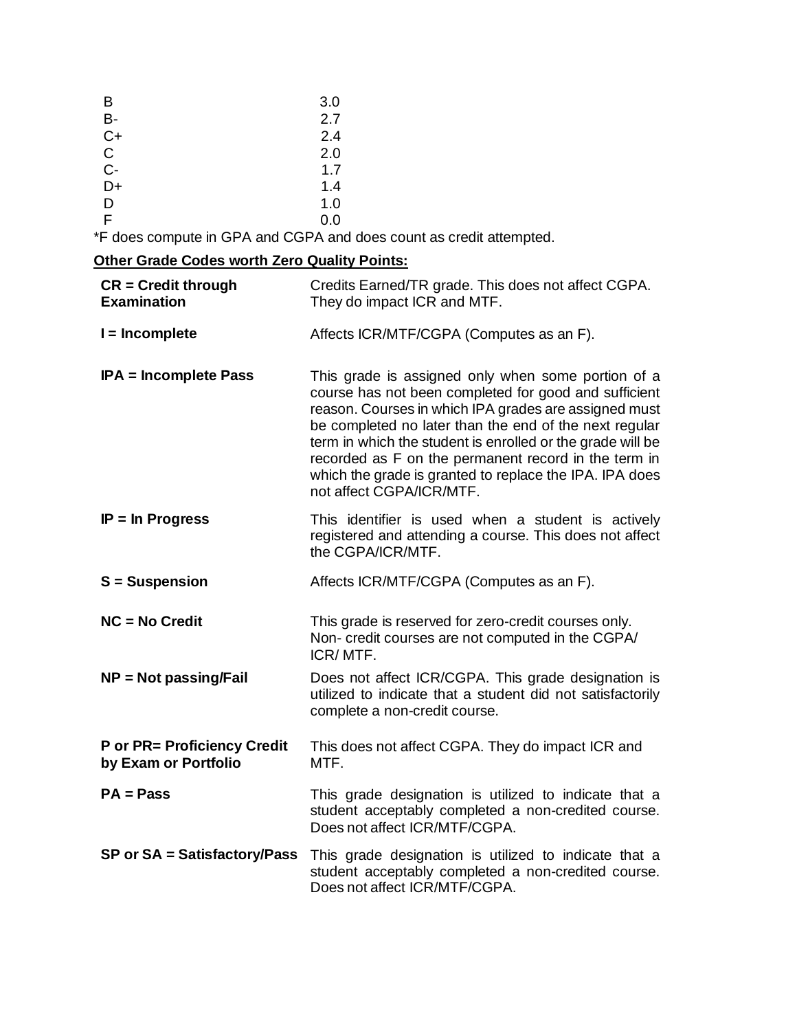| Grade | Quality Points |
|---|---|
| B | 3.0 |
| B- | 2.7 |
| C+ | 2.4 |
| C | 2.0 |
| C- | 1.7 |
| D+ | 1.4 |
| D | 1.0 |
| F | 0.0 |

*F does compute in GPA and CGPA and does count as credit attempted.

**Other Grade Codes worth Zero Quality Points:**

| Code | Description |
|---|---|
| **CR = Credit through Examination** | Credits Earned/TR grade. This does not affect CGPA. They do impact ICR and MTF. |
| **I = Incomplete** | Affects ICR/MTF/CGPA (Computes as an F). |
| **IPA = Incomplete Pass** | This grade is assigned only when some portion of a course has not been completed for good and sufficient reason. Courses in which IPA grades are assigned must be completed no later than the end of the next regular term in which the student is enrolled or the grade will be recorded as F on the permanent record in the term in which the grade is granted to replace the IPA. IPA does not affect CGPA/ICR/MTF. |
| **IP = In Progress** | This identifier is used when a student is actively registered and attending a course. This does not affect the CGPA/ICR/MTF. |
| **S = Suspension** | Affects ICR/MTF/CGPA (Computes as an F). |
| **NC = No Credit** | This grade is reserved for zero-credit courses only. Non- credit courses are not computed in the CGPA/ ICR/ MTF. |
| **NP = Not passing/Fail** | Does not affect ICR/CGPA. This grade designation is utilized to indicate that a student did not satisfactorily complete a non-credit course. |
| **P or PR= Proficiency Credit by Exam or Portfolio** | This does not affect CGPA. They do impact ICR and MTF. |
| **PA = Pass** | This grade designation is utilized to indicate that a student acceptably completed a non-credited course. Does not affect ICR/MTF/CGPA. |
| **SP or SA = Satisfactory/Pass** | This grade designation is utilized to indicate that a student acceptably completed a non-credited course. Does not affect ICR/MTF/CGPA. |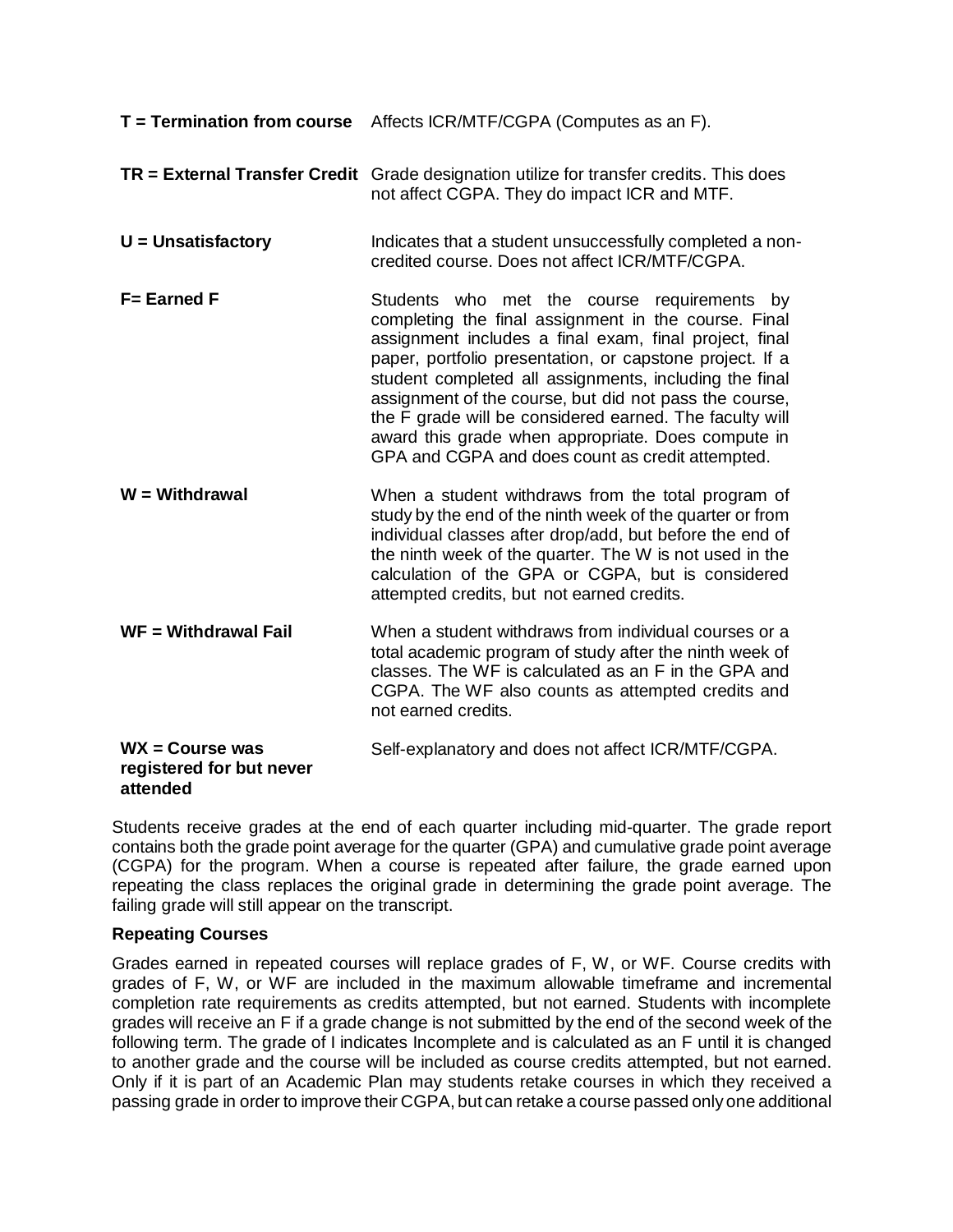**T = Termination from course** Affects ICR/MTF/CGPA (Computes as an F).

**TR = External Transfer Credit** Grade designation utilize for transfer credits. This does not affect CGPA. They do impact ICR and MTF.

**U = Unsatisfactory** Indicates that a student unsuccessfully completed a non-credited course. Does not affect ICR/MTF/CGPA.

**F= Earned F** Students who met the course requirements by completing the final assignment in the course. Final assignment includes a final exam, final project, final paper, portfolio presentation, or capstone project. If a student completed all assignments, including the final assignment of the course, but did not pass the course, the F grade will be considered earned. The faculty will award this grade when appropriate. Does compute in GPA and CGPA and does count as credit attempted.

**W = Withdrawal** When a student withdraws from the total program of study by the end of the ninth week of the quarter or from individual classes after drop/add, but before the end of the ninth week of the quarter. The W is not used in the calculation of the GPA or CGPA, but is considered attempted credits, but not earned credits.

**WF = Withdrawal Fail** When a student withdraws from individual courses or a total academic program of study after the ninth week of classes. The WF is calculated as an F in the GPA and CGPA. The WF also counts as attempted credits and not earned credits.

**WX = Course was registered for but never attended** Self-explanatory and does not affect ICR/MTF/CGPA.

Students receive grades at the end of each quarter including mid-quarter. The grade report contains both the grade point average for the quarter (GPA) and cumulative grade point average (CGPA) for the program. When a course is repeated after failure, the grade earned upon repeating the class replaces the original grade in determining the grade point average. The failing grade will still appear on the transcript.

**Repeating Courses**

Grades earned in repeated courses will replace grades of F, W, or WF. Course credits with grades of F, W, or WF are included in the maximum allowable timeframe and incremental completion rate requirements as credits attempted, but not earned. Students with incomplete grades will receive an F if a grade change is not submitted by the end of the second week of the following term. The grade of I indicates Incomplete and is calculated as an F until it is changed to another grade and the course will be included as course credits attempted, but not earned. Only if it is part of an Academic Plan may students retake courses in which they received a passing grade in order to improve their CGPA, but can retake a course passed only one additional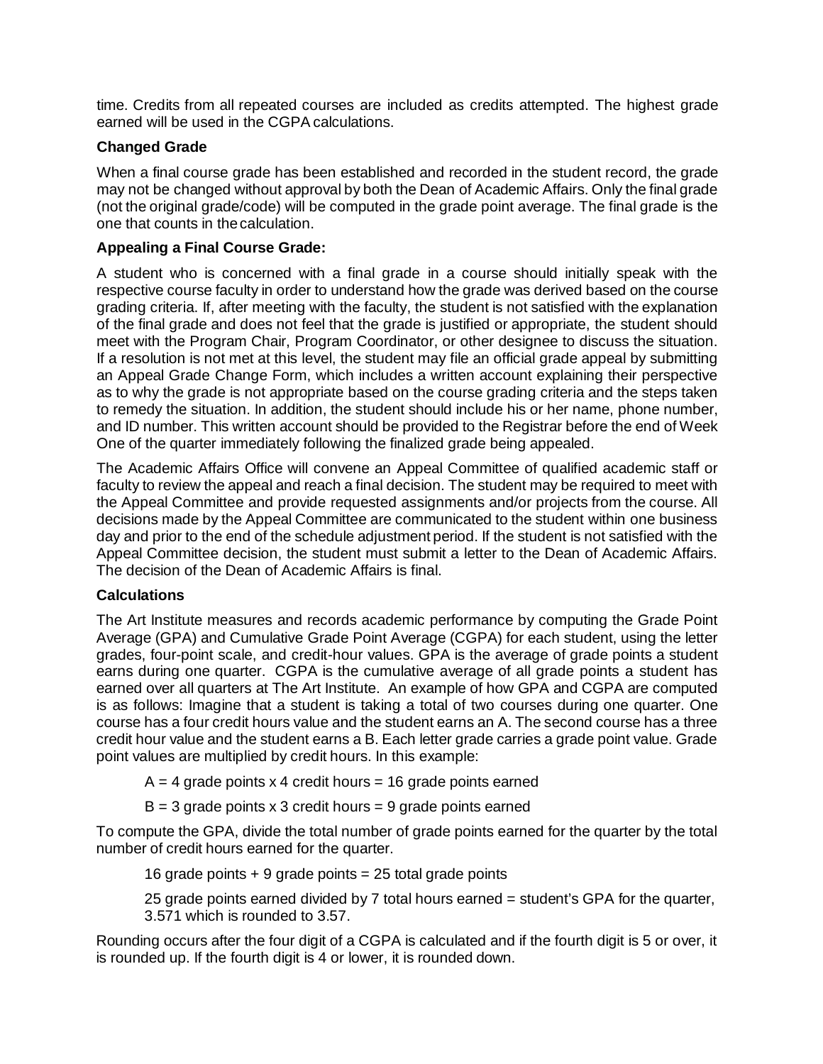time. Credits from all repeated courses are included as credits attempted. The highest grade earned will be used in the CGPA calculations.

### Changed Grade

When a final course grade has been established and recorded in the student record, the grade may not be changed without approval by both the Dean of Academic Affairs. Only the final grade (not the original grade/code) will be computed in the grade point average. The final grade is the one that counts in the calculation.

### Appealing a Final Course Grade:

A student who is concerned with a final grade in a course should initially speak with the respective course faculty in order to understand how the grade was derived based on the course grading criteria. If, after meeting with the faculty, the student is not satisfied with the explanation of the final grade and does not feel that the grade is justified or appropriate, the student should meet with the Program Chair, Program Coordinator, or other designee to discuss the situation. If a resolution is not met at this level, the student may file an official grade appeal by submitting an Appeal Grade Change Form, which includes a written account explaining their perspective as to why the grade is not appropriate based on the course grading criteria and the steps taken to remedy the situation. In addition, the student should include his or her name, phone number, and ID number. This written account should be provided to the Registrar before the end of Week One of the quarter immediately following the finalized grade being appealed.

The Academic Affairs Office will convene an Appeal Committee of qualified academic staff or faculty to review the appeal and reach a final decision. The student may be required to meet with the Appeal Committee and provide requested assignments and/or projects from the course. All decisions made by the Appeal Committee are communicated to the student within one business day and prior to the end of the schedule adjustment period. If the student is not satisfied with the Appeal Committee decision, the student must submit a letter to the Dean of Academic Affairs. The decision of the Dean of Academic Affairs is final.

### Calculations

The Art Institute measures and records academic performance by computing the Grade Point Average (GPA) and Cumulative Grade Point Average (CGPA) for each student, using the letter grades, four-point scale, and credit-hour values. GPA is the average of grade points a student earns during one quarter. CGPA is the cumulative average of all grade points a student has earned over all quarters at The Art Institute. An example of how GPA and CGPA are computed is as follows: Imagine that a student is taking a total of two courses during one quarter. One course has a four credit hours value and the student earns an A. The second course has a three credit hour value and the student earns a B. Each letter grade carries a grade point value. Grade point values are multiplied by credit hours. In this example:

> A = 4 grade points x 4 credit hours = 16 grade points earned
>
> B = 3 grade points x 3 credit hours = 9 grade points earned

To compute the GPA, divide the total number of grade points earned for the quarter by the total number of credit hours earned for the quarter.

> 16 grade points + 9 grade points = 25 total grade points
>
> 25 grade points earned divided by 7 total hours earned = student's GPA for the quarter, 3.571 which is rounded to 3.57.

Rounding occurs after the four digit of a CGPA is calculated and if the fourth digit is 5 or over, it is rounded up. If the fourth digit is 4 or lower, it is rounded down.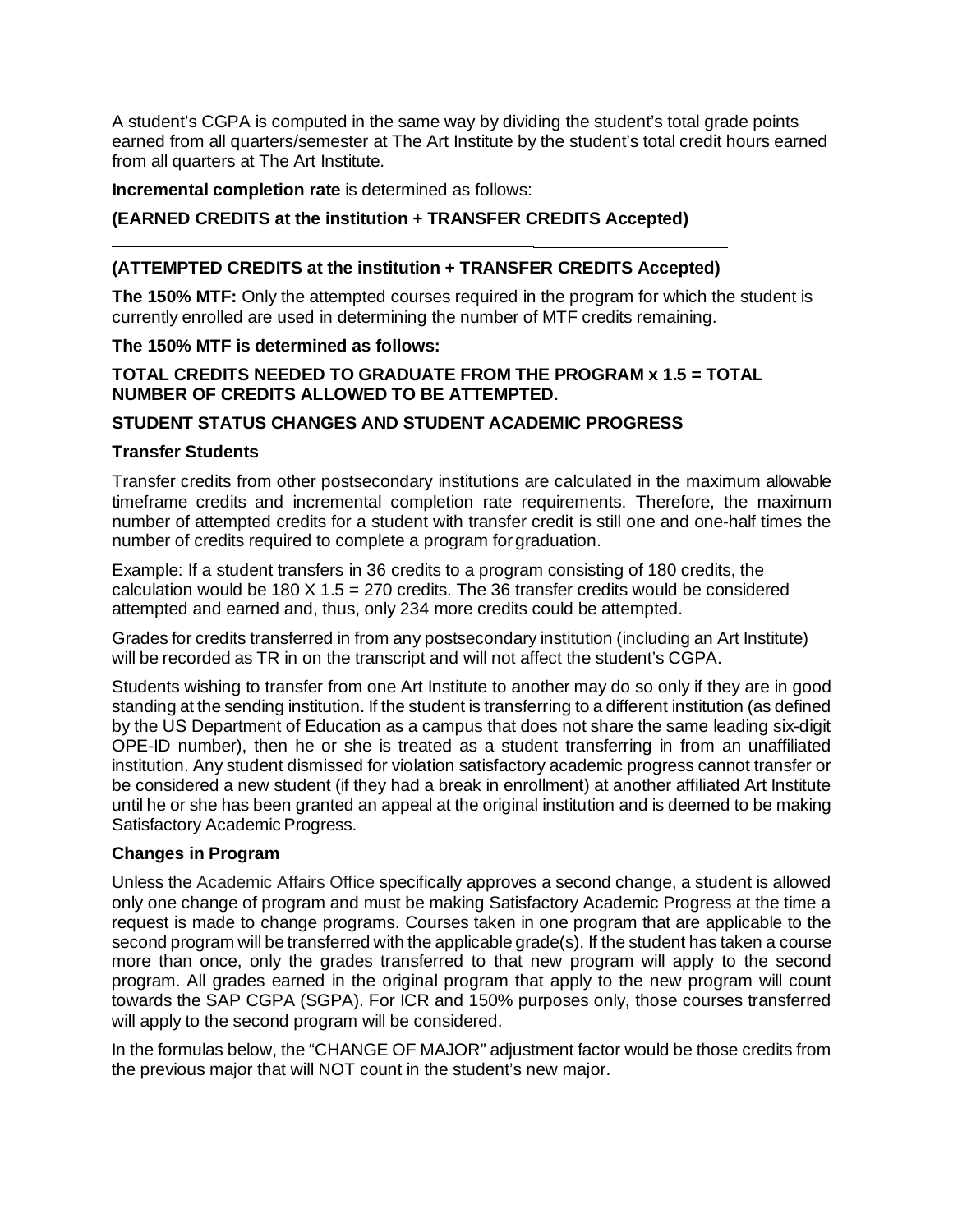A student's CGPA is computed in the same way by dividing the student's total grade points earned from all quarters/semester at The Art Institute by the student's total credit hours earned from all quarters at The Art Institute.

**Incremental completion rate** is determined as follows:

$$\frac{\textbf{(EARNED CREDITS at the institution + TRANSFER CREDITS Accepted)}}{\textbf{(ATTEMPTED CREDITS at the institution + TRANSFER CREDITS Accepted)}}$$

**The 150% MTF:** Only the attempted courses required in the program for which the student is currently enrolled are used in determining the number of MTF credits remaining.

**The 150% MTF is determined as follows:**

**TOTAL CREDITS NEEDED TO GRADUATE FROM THE PROGRAM x 1.5 = TOTAL NUMBER OF CREDITS ALLOWED TO BE ATTEMPTED.**

## STUDENT STATUS CHANGES AND STUDENT ACADEMIC PROGRESS

### Transfer Students

Transfer credits from other postsecondary institutions are calculated in the maximum allowable timeframe credits and incremental completion rate requirements. Therefore, the maximum number of attempted credits for a student with transfer credit is still one and one-half times the number of credits required to complete a program for graduation.

Example: If a student transfers in 36 credits to a program consisting of 180 credits, the calculation would be 180 X 1.5 = 270 credits. The 36 transfer credits would be considered attempted and earned and, thus, only 234 more credits could be attempted.

Grades for credits transferred in from any postsecondary institution (including an Art Institute) will be recorded as TR in on the transcript and will not affect the student's CGPA.

Students wishing to transfer from one Art Institute to another may do so only if they are in good standing at the sending institution. If the student is transferring to a different institution (as defined by the US Department of Education as a campus that does not share the same leading six-digit OPE-ID number), then he or she is treated as a student transferring in from an unaffiliated institution. Any student dismissed for violation satisfactory academic progress cannot transfer or be considered a new student (if they had a break in enrollment) at another affiliated Art Institute until he or she has been granted an appeal at the original institution and is deemed to be making Satisfactory Academic Progress.

### Changes in Program

Unless the Academic Affairs Office specifically approves a second change, a student is allowed only one change of program and must be making Satisfactory Academic Progress at the time a request is made to change programs. Courses taken in one program that are applicable to the second program will be transferred with the applicable grade(s). If the student has taken a course more than once, only the grades transferred to that new program will apply to the second program. All grades earned in the original program that apply to the new program will count towards the SAP CGPA (SGPA). For ICR and 150% purposes only, those courses transferred will apply to the second program will be considered.

In the formulas below, the "CHANGE OF MAJOR" adjustment factor would be those credits from the previous major that will NOT count in the student's new major.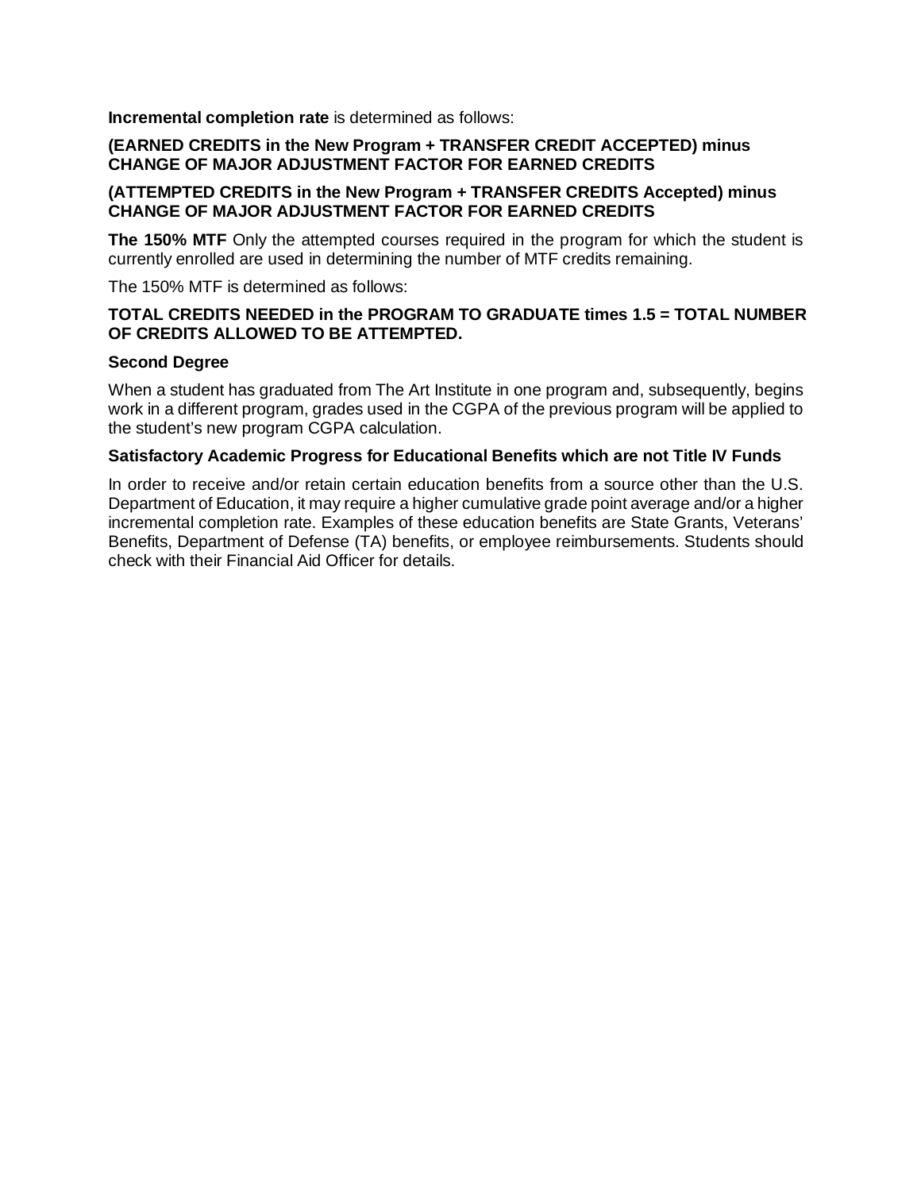**Incremental completion rate** is determined as follows:

**(EARNED CREDITS in the New Program + TRANSFER CREDIT ACCEPTED) minus CHANGE OF MAJOR ADJUSTMENT FACTOR FOR EARNED CREDITS**

**(ATTEMPTED CREDITS in the New Program + TRANSFER CREDITS Accepted) minus CHANGE OF MAJOR ADJUSTMENT FACTOR FOR EARNED CREDITS**

**The 150% MTF** Only the attempted courses required in the program for which the student is currently enrolled are used in determining the number of MTF credits remaining.

The 150% MTF is determined as follows:

**TOTAL CREDITS NEEDED in the PROGRAM TO GRADUATE times 1.5 = TOTAL NUMBER OF CREDITS ALLOWED TO BE ATTEMPTED.**

**Second Degree**

When a student has graduated from The Art Institute in one program and, subsequently, begins work in a different program, grades used in the CGPA of the previous program will be applied to the student's new program CGPA calculation.

**Satisfactory Academic Progress for Educational Benefits which are not Title IV Funds**

In order to receive and/or retain certain education benefits from a source other than the U.S. Department of Education, it may require a higher cumulative grade point average and/or a higher incremental completion rate. Examples of these education benefits are State Grants, Veterans' Benefits, Department of Defense (TA) benefits, or employee reimbursements. Students should check with their Financial Aid Officer for details.